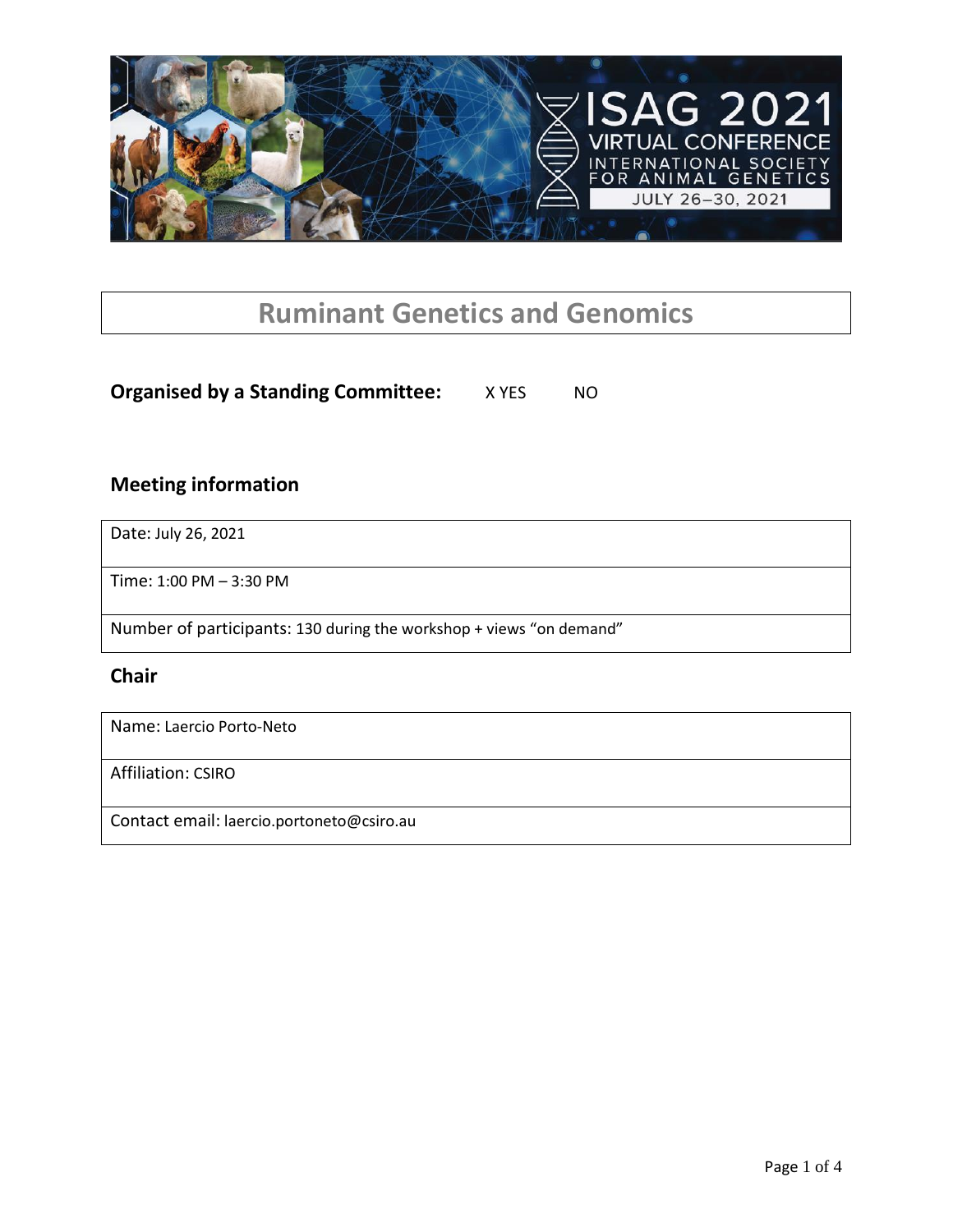# Ruminant Genetics and Genomics

**Organised by a Standing Committee:** X YES NO

## Meeting information

| Date: July 26, 2021 |
|---|
| Time: 1:00 PM – 3:30 PM |
| Number of participants: 130 during the workshop + views "on demand" |

## Chair

| Name: Laercio Porto-Neto |
|---|
| Affiliation: CSIRO |
| Contact email: laercio.portoneto@csiro.au |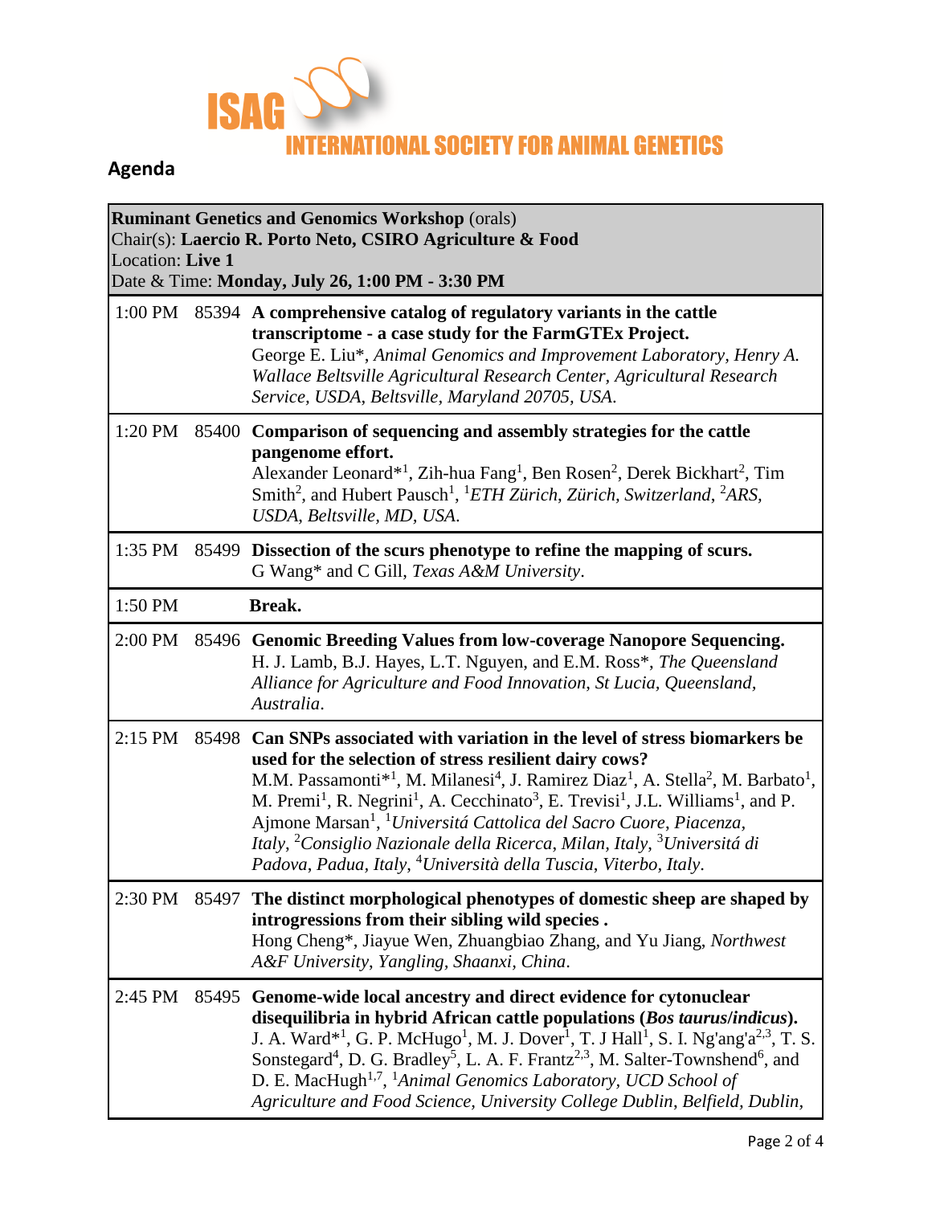ISAG INTERNATIONAL SOCIETY FOR ANIMAL GENETICS

## Agenda

**Ruminant Genetics and Genomics Workshop** (orals)
Chair(s): **Laercio R. Porto Neto, CSIRO Agriculture & Food**
Location: **Live 1**
Date & Time: **Monday, July 26, 1:00 PM - 3:30 PM**

| Time | ID | Presentation |
|---|---|---|
| 1:00 PM | 85394 | **A comprehensive catalog of regulatory variants in the cattle transcriptome - a case study for the FarmGTEx Project.** George E. Liu*, *Animal Genomics and Improvement Laboratory, Henry A. Wallace Beltsville Agricultural Research Center, Agricultural Research Service, USDA, Beltsville, Maryland 20705, USA*. |
| 1:20 PM | 85400 | **Comparison of sequencing and assembly strategies for the cattle pangenome effort.** Alexander Leonard*[1], Zih-hua Fang[1], Ben Rosen[2], Derek Bickhart[2], Tim Smith[2], and Hubert Pausch[1], [1]*ETH Zürich, Zürich, Switzerland*, [2]*ARS, USDA, Beltsville, MD, USA*. |
| 1:35 PM | 85499 | **Dissection of the scurs phenotype to refine the mapping of scurs.** G Wang* and C Gill, *Texas A&M University*. |
| 1:50 PM | | **Break.** |
| 2:00 PM | 85496 | **Genomic Breeding Values from low-coverage Nanopore Sequencing.** H. J. Lamb, B.J. Hayes, L.T. Nguyen, and E.M. Ross*, *The Queensland Alliance for Agriculture and Food Innovation, St Lucia, Queensland, Australia*. |
| 2:15 PM | 85498 | **Can SNPs associated with variation in the level of stress biomarkers be used for the selection of stress resilient dairy cows?** M.M. Passamonti*[1], M. Milanesi[4], J. Ramirez Diaz[1], A. Stella[2], M. Barbato[1], M. Premi[1], R. Negrini[1], A. Cecchinato[3], E. Trevisi[1], J.L. Williams[1], and P. Ajmone Marsan[1], [1]*Universitá Cattolica del Sacro Cuore, Piacenza, Italy*, [2]*Consiglio Nazionale della Ricerca, Milan, Italy*, [3]*Universitá di Padova, Padua, Italy*, [4]*Università della Tuscia, Viterbo, Italy*. |
| 2:30 PM | 85497 | **The distinct morphological phenotypes of domestic sheep are shaped by introgressions from their sibling wild species .** Hong Cheng*, Jiayue Wen, Zhuangbiao Zhang, and Yu Jiang, *Northwest A&F University, Yangling, Shaanxi, China*. |
| 2:45 PM | 85495 | **Genome-wide local ancestry and direct evidence for cytonuclear disequilibria in hybrid African cattle populations (*Bos taurus/indicus*).** J. A. Ward*[1], G. P. McHugo[1], M. J. Dover[1], T. J Hall[1], S. I. Ng'ang'a[2,3], T. S. Sonstegard[4], D. G. Bradley[5], L. A. F. Frantz[2,3], M. Salter-Townshend[6], and D. E. MacHugh[1,7], [1]*Animal Genomics Laboratory, UCD School of Agriculture and Food Science, University College Dublin, Belfield, Dublin,* |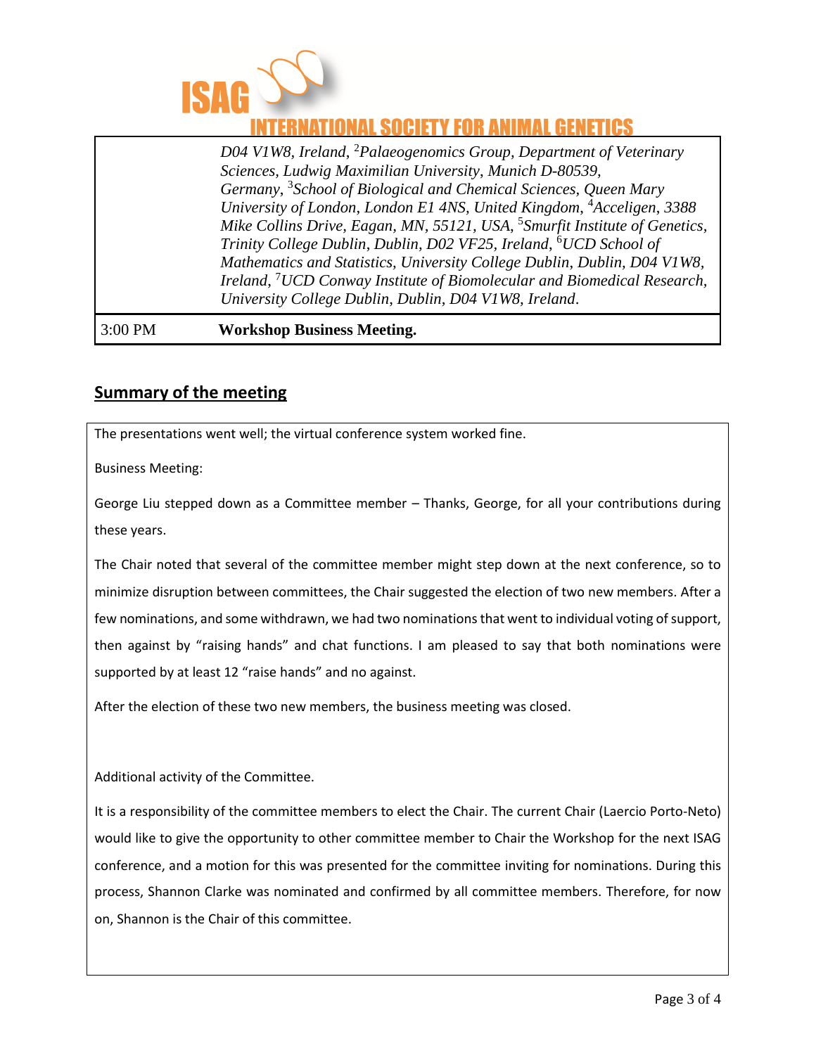| | *D04 V1W8, Ireland, [2]Palaeogenomics Group, Department of Veterinary Sciences, Ludwig Maximilian University, Munich D-80539, Germany, [3]School of Biological and Chemical Sciences, Queen Mary University of London, London E1 4NS, United Kingdom, [4]Acceligen, 3388 Mike Collins Drive, Eagan, MN, 55121, USA, [5]Smurfit Institute of Genetics, Trinity College Dublin, Dublin, D02 VF25, Ireland, [6]UCD School of Mathematics and Statistics, University College Dublin, Dublin, D04 V1W8, Ireland, [7]UCD Conway Institute of Biomolecular and Biomedical Research, University College Dublin, Dublin, D04 V1W8, Ireland.* |
|---|---|
| 3:00 PM | **Workshop Business Meeting.** |

## Summary of the meeting

The presentations went well; the virtual conference system worked fine.

Business Meeting:

George Liu stepped down as a Committee member – Thanks, George, for all your contributions during these years.

The Chair noted that several of the committee member might step down at the next conference, so to minimize disruption between committees, the Chair suggested the election of two new members. After a few nominations, and some withdrawn, we had two nominations that went to individual voting of support, then against by "raising hands" and chat functions. I am pleased to say that both nominations were supported by at least 12 "raise hands" and no against.

After the election of these two new members, the business meeting was closed.

Additional activity of the Committee.

It is a responsibility of the committee members to elect the Chair. The current Chair (Laercio Porto-Neto) would like to give the opportunity to other committee member to Chair the Workshop for the next ISAG conference, and a motion for this was presented for the committee inviting for nominations. During this process, Shannon Clarke was nominated and confirmed by all committee members. Therefore, for now on, Shannon is the Chair of this committee.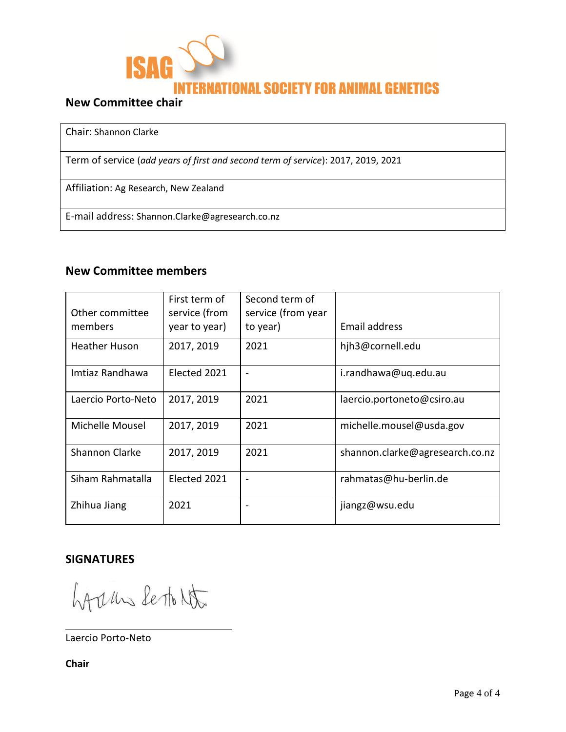ISAG

INTERNATIONAL SOCIETY FOR ANIMAL GENETICS

## New Committee chair

| |
|---|
| Chair: Shannon Clarke |
| Term of service (*add years of first and second term of service*): 2017, 2019, 2021 |
| Affiliation: Ag Research, New Zealand |
| E-mail address: Shannon.Clarke@agresearch.co.nz |

## New Committee members

| Other committee members | First term of service (from year to year) | Second term of service (from year to year) | Email address |
|---|---|---|---|
| Heather Huson | 2017, 2019 | 2021 | hjh3@cornell.edu |
| Imtiaz Randhawa | Elected 2021 | - | i.randhawa@uq.edu.au |
| Laercio Porto-Neto | 2017, 2019 | 2021 | laercio.portoneto@csiro.au |
| Michelle Mousel | 2017, 2019 | 2021 | michelle.mousel@usda.gov |
| Shannon Clarke | 2017, 2019 | 2021 | shannon.clarke@agresearch.co.nz |
| Siham Rahmatalla | Elected 2021 | - | rahmatas@hu-berlin.de |
| Zhihua Jiang | 2021 | - | jiangz@wsu.edu |

## SIGNATURES

Laercio Porto-Neto

**Chair**